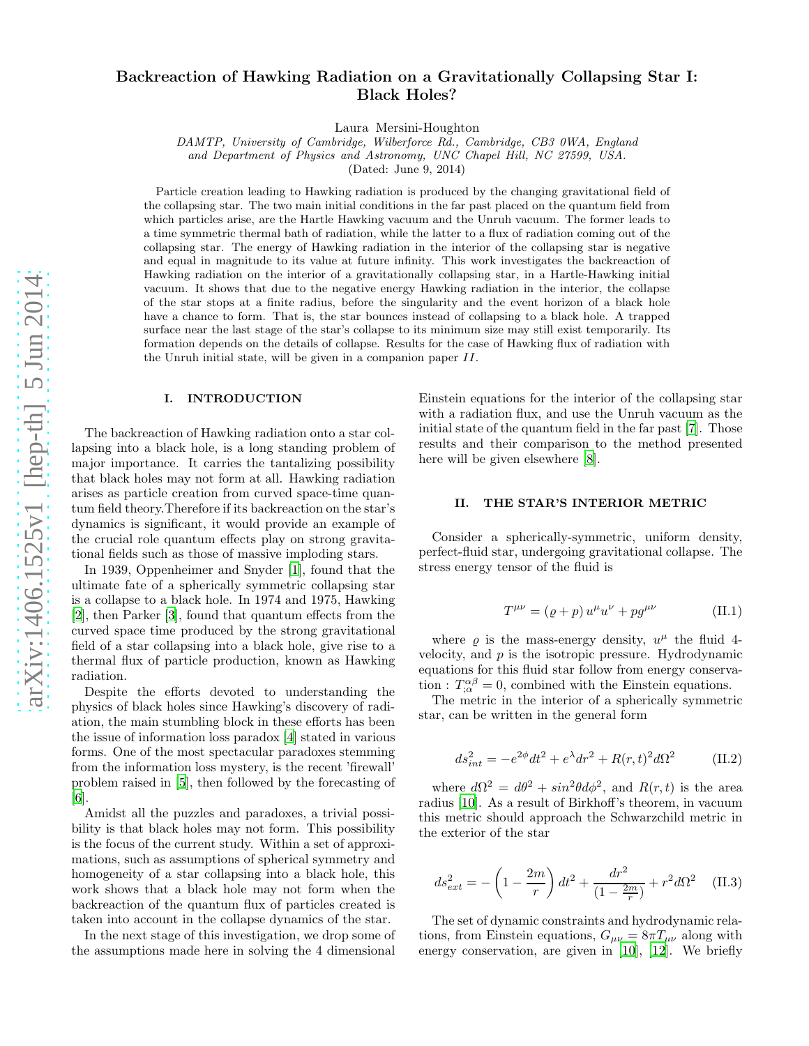# Backreaction of Hawking Radiation on a Gravitationally Collapsing Star I: Black Holes?

Laura Mersini-Houghton

*DAMTP, University of Cambridge, Wilberforce Rd., Cambridge, CB3 0WA, England and Department of Physics and Astronomy, UNC Chapel Hill, NC 27599, USA.*

(Dated: June 9, 2014)

Particle creation leading to Hawking radiation is produced by the changing gravitational field of the collapsing star. The two main initial conditions in the far past placed on the quantum field from which particles arise, are the Hartle Hawking vacuum and the Unruh vacuum. The former leads to a time symmetric thermal bath of radiation, while the latter to a flux of radiation coming out of the collapsing star. The energy of Hawking radiation in the interior of the collapsing star is negative and equal in magnitude to its value at future infinity. This work investigates the backreaction of Hawking radiation on the interior of a gravitationally collapsing star, in a Hartle-Hawking initial vacuum. It shows that due to the negative energy Hawking radiation in the interior, the collapse of the star stops at a finite radius, before the singularity and the event horizon of a black hole have a chance to form. That is, the star bounces instead of collapsing to a black hole. A trapped surface near the last stage of the star's collapse to its minimum size may still exist temporarily. Its formation depends on the details of collapse. Results for the case of Hawking flux of radiation with the Unruh initial state, will be given in a companion paper $II$.

## I. INTRODUCTION

The backreaction of Hawking radiation onto a star collapsing into a black hole, is a long standing problem of major importance. It carries the tantalizing possibility that black holes may not form at all. Hawking radiation arises as particle creation from curved space-time quantum field theory.Therefore if its backreaction on the star's dynamics is significant, it would provide an example of the crucial role quantum effects play on strong gravitational fields such as those of massive imploding stars.

In 1939, Oppenheimer and Snyder [1], found that the ultimate fate of a spherically symmetric collapsing star is a collapse to a black hole. In 1974 and 1975, Hawking [2], then Parker [3], found that quantum effects from the curved space time produced by the strong gravitational field of a star collapsing into a black hole, give rise to a thermal flux of particle production, known as Hawking radiation.

Despite the efforts devoted to understanding the physics of black holes since Hawking's discovery of radiation, the main stumbling block in these efforts has been the issue of information loss paradox [4] stated in various forms. One of the most spectacular paradoxes stemming from the information loss mystery, is the recent 'firewall' problem raised in [5], then followed by the forecasting of [6].

Amidst all the puzzles and paradoxes, a trivial possibility is that black holes may not form. This possibility is the focus of the current study. Within a set of approximations, such as assumptions of spherical symmetry and homogeneity of a star collapsing into a black hole, this work shows that a black hole may not form when the backreaction of the quantum flux of particles created is taken into account in the collapse dynamics of the star.

In the next stage of this investigation, we drop some of the assumptions made here in solving the 4 dimensional Einstein equations for the interior of the collapsing star with a radiation flux, and use the Unruh vacuum as the initial state of the quantum field in the far past [7]. Those results and their comparison to the method presented here will be given elsewhere [8].

## II. THE STAR'S INTERIOR METRIC

Consider a spherically-symmetric, uniform density, perfect-fluid star, undergoing gravitational collapse. The stress energy tensor of the fluid is

$$T^{\mu\nu} = (\varrho + p)\, u^{\mu} u^{\nu} + p g^{\mu\nu} \tag{II.1}$$

where $\varrho$ is the mass-energy density, $u^{\mu}$ the fluid 4-velocity, and $p$ is the isotropic pressure. Hydrodynamic equations for this fluid star follow from energy conservation : $T^{\alpha\beta}_{;\alpha} = 0$, combined with the Einstein equations.

The metric in the interior of a spherically symmetric star, can be written in the general form

$$ds^2_{int} = -e^{2\phi}dt^2 + e^{\lambda}dr^2 + R(r,t)^2 d\Omega^2 \tag{II.2}$$

where $d\Omega^2 = d\theta^2 + sin^2\theta d\phi^2$, and $R(r,t)$ is the area radius [10]. As a result of Birkhoff's theorem, in vacuum this metric should approach the Schwarzchild metric in the exterior of the star

$$ds^2_{ext} = -\left(1 - \frac{2m}{r}\right)dt^2 + \frac{dr^2}{(1 - \frac{2m}{r})} + r^2 d\Omega^2 \tag{II.3}$$

The set of dynamic constraints and hydrodynamic relations, from Einstein equations, $G_{\mu\nu} = 8\pi T_{\mu\nu}$ along with energy conservation, are given in [10], [12]. We briefly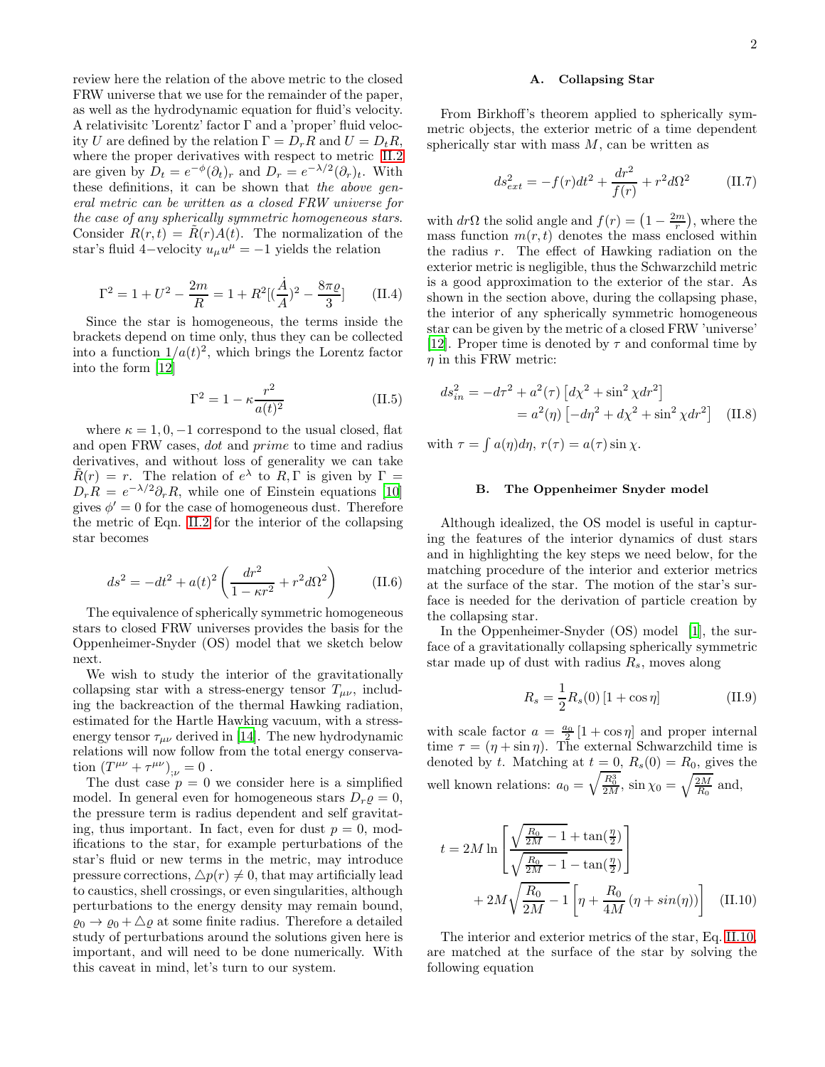review here the relation of the above metric to the closed FRW universe that we use for the remainder of the paper, as well as the hydrodynamic equation for fluid's velocity. A relativisitc 'Lorentz' factor $\Gamma$ and a 'proper' fluid velocity $U$ are defined by the relation $\Gamma = D_r R$ and $U = D_t R$, where the proper derivatives with respect to metric II.2 are given by $D_t = e^{-\phi}(\partial_t)_r$ and $D_r = e^{-\lambda/2}(\partial_r)_t$. With these definitions, it can be shown that *the above general metric can be written as a closed FRW universe for the case of any spherically symmetric homogeneous stars.* Consider $R(r,t) = \tilde{R}(r)A(t)$. The normalization of the star's fluid 4−velocity $u_\mu u^\mu = -1$ yields the relation

$$\Gamma^2 = 1 + U^2 - \frac{2m}{R} = 1 + R^2[(\frac{\dot{A}}{A})^2 - \frac{8\pi\varrho}{3}] \quad \text{(II.4)}$$

Since the star is homogeneous, the terms inside the brackets depend on time only, thus they can be collected into a function $1/a(t)^2$, which brings the Lorentz factor into the form [12]

$$\Gamma^2 = 1 - \kappa \frac{r^2}{a(t)^2} \quad \text{(II.5)}$$

where $\kappa = 1, 0, -1$ correspond to the usual closed, flat and open FRW cases, *dot* and *prime* to time and radius derivatives, and without loss of generality we can take $\tilde{R}(r) = r$. The relation of $e^\lambda$ to $R, \Gamma$ is given by $\Gamma = D_r R = e^{-\lambda/2}\partial_r R$, while one of Einstein equations [10] gives $\phi' = 0$ for the case of homogeneous dust. Therefore the metric of Eqn. II.2 for the interior of the collapsing star becomes

$$ds^2 = -dt^2 + a(t)^2 \left(\frac{dr^2}{1-\kappa r^2} + r^2 d\Omega^2\right) \quad \text{(II.6)}$$

The equivalence of spherically symmetric homogeneous stars to closed FRW universes provides the basis for the Oppenheimer-Snyder (OS) model that we sketch below next.

We wish to study the interior of the gravitationally collapsing star with a stress-energy tensor $T_{\mu\nu}$, including the backreaction of the thermal Hawking radiation, estimated for the Hartle Hawking vacuum, with a stress-energy tensor $\tau_{\mu\nu}$ derived in [14]. The new hydrodynamic relations will now follow from the total energy conservation $(T^{\mu\nu} + \tau^{\mu\nu})_{;\nu} = 0$ .

The dust case $p = 0$ we consider here is a simplified model. In general even for homogeneous stars $D_r\varrho = 0$, the pressure term is radius dependent and self gravitating, thus important. In fact, even for dust $p = 0$, modifications to the star, for example perturbations of the star's fluid or new terms in the metric, may introduce pressure corrections, $\triangle p(r) \neq 0$, that may artificially lead to caustics, shell crossings, or even singularities, although perturbations to the energy density may remain bound, $\varrho_0 \to \varrho_0 + \triangle\varrho$ at some finite radius. Therefore a detailed study of perturbations around the solutions given here is important, and will need to be done numerically. With this caveat in mind, let's turn to our system.

### A. Collapsing Star

From Birkhoff's theorem applied to spherically symmetric objects, the exterior metric of a time dependent spherically star with mass $M$, can be written as

$$ds^2_{ext} = -f(r)dt^2 + \frac{dr^2}{f(r)} + r^2 d\Omega^2 \quad \text{(II.7)}$$

with $dr\Omega$ the solid angle and $f(r) = \left(1 - \frac{2m}{r}\right)$, where the mass function $m(r,t)$ denotes the mass enclosed within the radius $r$. The effect of Hawking radiation on the exterior metric is negligible, thus the Schwarzchild metric is a good approximation to the exterior of the star. As shown in the section above, during the collapsing phase, the interior of any spherically symmetric homogeneous star can be given by the metric of a closed FRW 'universe' [12]. Proper time is denoted by $\tau$ and conformal time by $\eta$ in this FRW metric:

$$\begin{aligned} ds^2_{in} &= -d\tau^2 + a^2(\tau)\left[d\chi^2 + \sin^2\chi dr^2\right] \\ &= a^2(\eta)\left[-d\eta^2 + d\chi^2 + \sin^2\chi dr^2\right] \end{aligned} \quad \text{(II.8)}$$

with $\tau = \int a(\eta)d\eta$, $r(\tau) = a(\tau)\sin\chi$.

### B. The Oppenheimer Snyder model

Although idealized, the OS model is useful in capturing the features of the interior dynamics of dust stars and in highlighting the key steps we need below, for the matching procedure of the interior and exterior metrics at the surface of the star. The motion of the star's surface is needed for the derivation of particle creation by the collapsing star.

In the Oppenheimer-Snyder (OS) model [1], the surface of a gravitationally collapsing spherically symmetric star made up of dust with radius $R_s$, moves along

$$R_s = \frac{1}{2}R_s(0)\left[1 + \cos\eta\right] \quad \text{(II.9)}$$

with scale factor $a = \frac{a_0}{2}\left[1 + \cos\eta\right]$ and proper internal time $\tau = (\eta + \sin\eta)$. The external Schwarzchild time is denoted by $t$. Matching at $t = 0$, $R_s(0) = R_0$, gives the well known relations: $a_0 = \sqrt{\frac{R_0^3}{2M}}$, $\sin\chi_0 = \sqrt{\frac{2M}{R_0}}$ and,

$$\begin{aligned} t = 2M \ln\left[\frac{\sqrt{\frac{R_0}{2M} - 1} + \tan(\frac{\eta}{2})}{\sqrt{\frac{R_0}{2M} - 1} - \tan(\frac{\eta}{2})}\right] \\ + 2M\sqrt{\frac{R_0}{2M} - 1}\left[\eta + \frac{R_0}{4M}\left(\eta + sin(\eta)\right)\right] \end{aligned} \quad \text{(II.10)}$$

The interior and exterior metrics of the star, Eq. II.10, are matched at the surface of the star by solving the following equation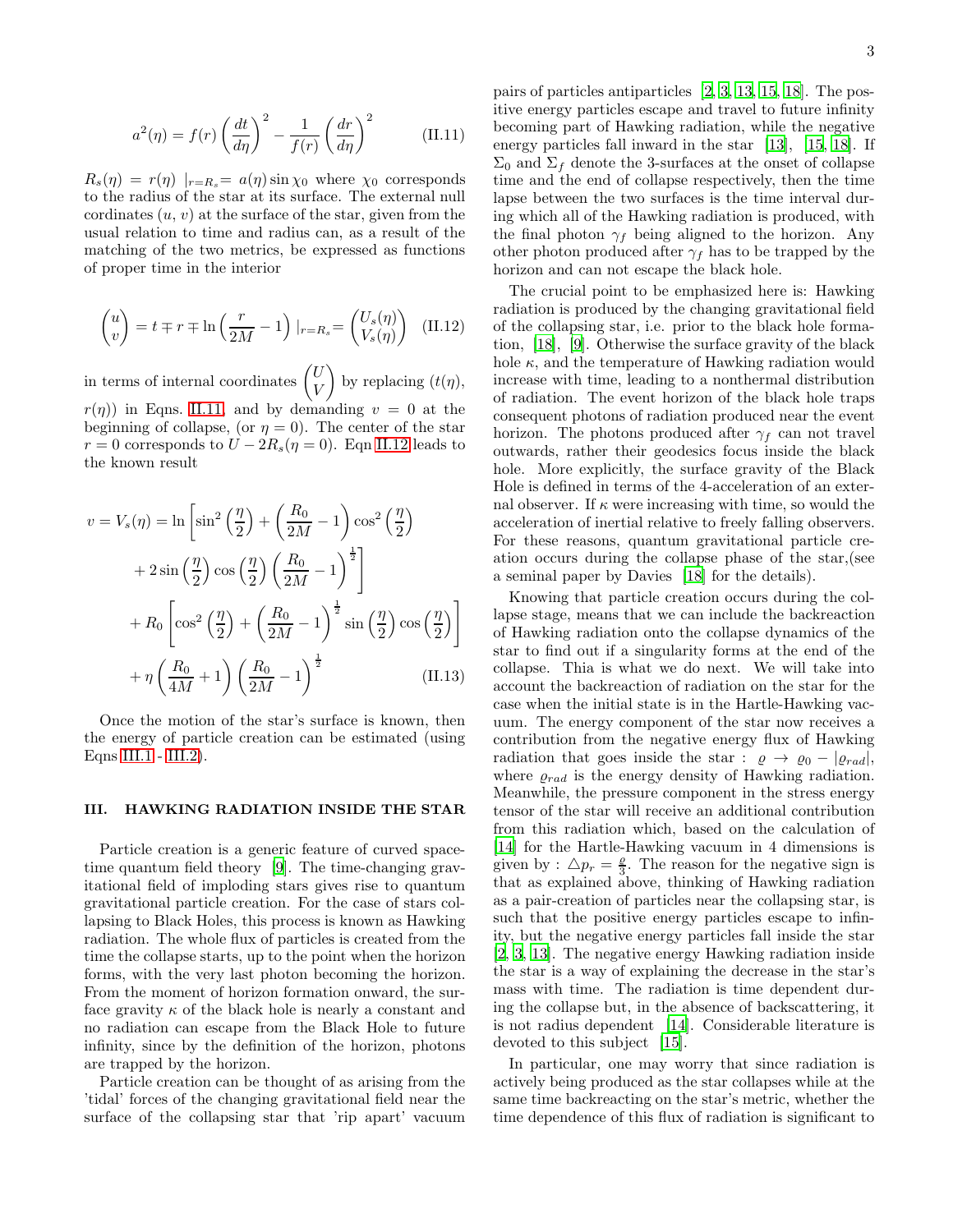$$a^2(\eta) = f(r)\left(\frac{dt}{d\eta}\right)^2 - \frac{1}{f(r)}\left(\frac{dr}{d\eta}\right)^2 \qquad \text{(II.11)}$$

$R_s(\eta) = r(\eta) \mid_{r=R_s} = a(\eta)\sin\chi_0$ where $\chi_0$ corresponds to the radius of the star at its surface. The external null cordinates $(u, v)$ at the surface of the star, given from the usual relation to time and radius can, as a result of the matching of the two metrics, be expressed as functions of proper time in the interior

$$\begin{pmatrix} u \\ v \end{pmatrix} = t \mp r \mp \ln\left(\frac{r}{2M} - 1\right) \mid_{r=R_s} = \begin{pmatrix} U_s(\eta) \\ V_s(\eta) \end{pmatrix} \qquad \text{(II.12)}$$

in terms of internal coordinates $\begin{pmatrix} U \\ V \end{pmatrix}$ by replacing $(t(\eta)$, $r(\eta))$ in Eqns. II.11, and by demanding $v = 0$ at the beginning of collapse, (or $\eta = 0$). The center of the star $r = 0$ corresponds to $U - 2R_s(\eta = 0)$. Eqn II.12 leads to the known result

$$\begin{aligned} v = V_s(\eta) = \ln\Bigg[&\sin^2\left(\frac{\eta}{2}\right) + \left(\frac{R_0}{2M} - 1\right)\cos^2\left(\frac{\eta}{2}\right) \\ &+ 2\sin\left(\frac{\eta}{2}\right)\cos\left(\frac{\eta}{2}\right)\left(\frac{R_0}{2M} - 1\right)^{\frac{1}{2}}\Bigg] \\ &+ R_0\left[\cos^2\left(\frac{\eta}{2}\right) + \left(\frac{R_0}{2M} - 1\right)^{\frac{1}{2}}\sin\left(\frac{\eta}{2}\right)\cos\left(\frac{\eta}{2}\right)\right] \\ &+ \eta\left(\frac{R_0}{4M} + 1\right)\left(\frac{R_0}{2M} - 1\right)^{\frac{1}{2}} \qquad \text{(II.13)} \end{aligned}$$

Once the motion of the star's surface is known, then the energy of particle creation can be estimated (using Eqns III.1 - III.2).

## III. HAWKING RADIATION INSIDE THE STAR

Particle creation is a generic feature of curved spacetime quantum field theory [9]. The time-changing gravitational field of imploding stars gives rise to quantum gravitational particle creation. For the case of stars collapsing to Black Holes, this process is known as Hawking radiation. The whole flux of particles is created from the time the collapse starts, up to the point when the horizon forms, with the very last photon becoming the horizon. From the moment of horizon formation onward, the surface gravity $\kappa$ of the black hole is nearly a constant and no radiation can escape from the Black Hole to future infinity, since by the definition of the horizon, photons are trapped by the horizon.

Particle creation can be thought of as arising from the 'tidal' forces of the changing gravitational field near the surface of the collapsing star that 'rip apart' vacuum pairs of particles antiparticles [2, 3, 13, 15, 18]. The positive energy particles escape and travel to future infinity becoming part of Hawking radiation, while the negative energy particles fall inward in the star [13], [15, 18]. If $\Sigma_0$ and $\Sigma_f$ denote the 3-surfaces at the onset of collapse time and the end of collapse respectively, then the time lapse between the two surfaces is the time interval during which all of the Hawking radiation is produced, with the final photon $\gamma_f$ being aligned to the horizon. Any other photon produced after $\gamma_f$ has to be trapped by the horizon and can not escape the black hole.

The crucial point to be emphasized here is: Hawking radiation is produced by the changing gravitational field of the collapsing star, i.e. prior to the black hole formation, [18], [9]. Otherwise the surface gravity of the black hole $\kappa$, and the temperature of Hawking radiation would increase with time, leading to a nonthermal distribution of radiation. The event horizon of the black hole traps consequent photons of radiation produced near the event horizon. The photons produced after $\gamma_f$ can not travel outwards, rather their geodesics focus inside the black hole. More explicitly, the surface gravity of the Black Hole is defined in terms of the 4-acceleration of an external observer. If $\kappa$ were increasing with time, so would the acceleration of inertial relative to freely falling observers. For these reasons, quantum gravitational particle creation occurs during the collapse phase of the star,(see a seminal paper by Davies [18] for the details).

Knowing that particle creation occurs during the collapse stage, means that we can include the backreaction of Hawking radiation onto the collapse dynamics of the star to find out if a singularity forms at the end of the collapse. Thia is what we do next. We will take into account the backreaction of radiation on the star for the case when the initial state is in the Hartle-Hawking vacuum. The energy component of the star now receives a contribution from the negative energy flux of Hawking radiation that goes inside the star : $\varrho \rightarrow \varrho_0 - |\varrho_{rad}|$, where $\varrho_{rad}$ is the energy density of Hawking radiation. Meanwhile, the pressure component in the stress energy tensor of the star will receive an additional contribution from this radiation which, based on the calculation of [14] for the Hartle-Hawking vacuum in 4 dimensions is given by : $\triangle p_r = \frac{\varrho}{3}$. The reason for the negative sign is that as explained above, thinking of Hawking radiation as a pair-creation of particles near the collapsing star, is such that the positive energy particles escape to infinity, but the negative energy particles fall inside the star [2, 3, 13]. The negative energy Hawking radiation inside the star is a way of explaining the decrease in the star's mass with time. The radiation is time dependent during the collapse but, in the absence of backscattering, it is not radius dependent [14]. Considerable literature is devoted to this subject [15].

In particular, one may worry that since radiation is actively being produced as the star collapses while at the same time backreacting on the star's metric, whether the time dependence of this flux of radiation is significant to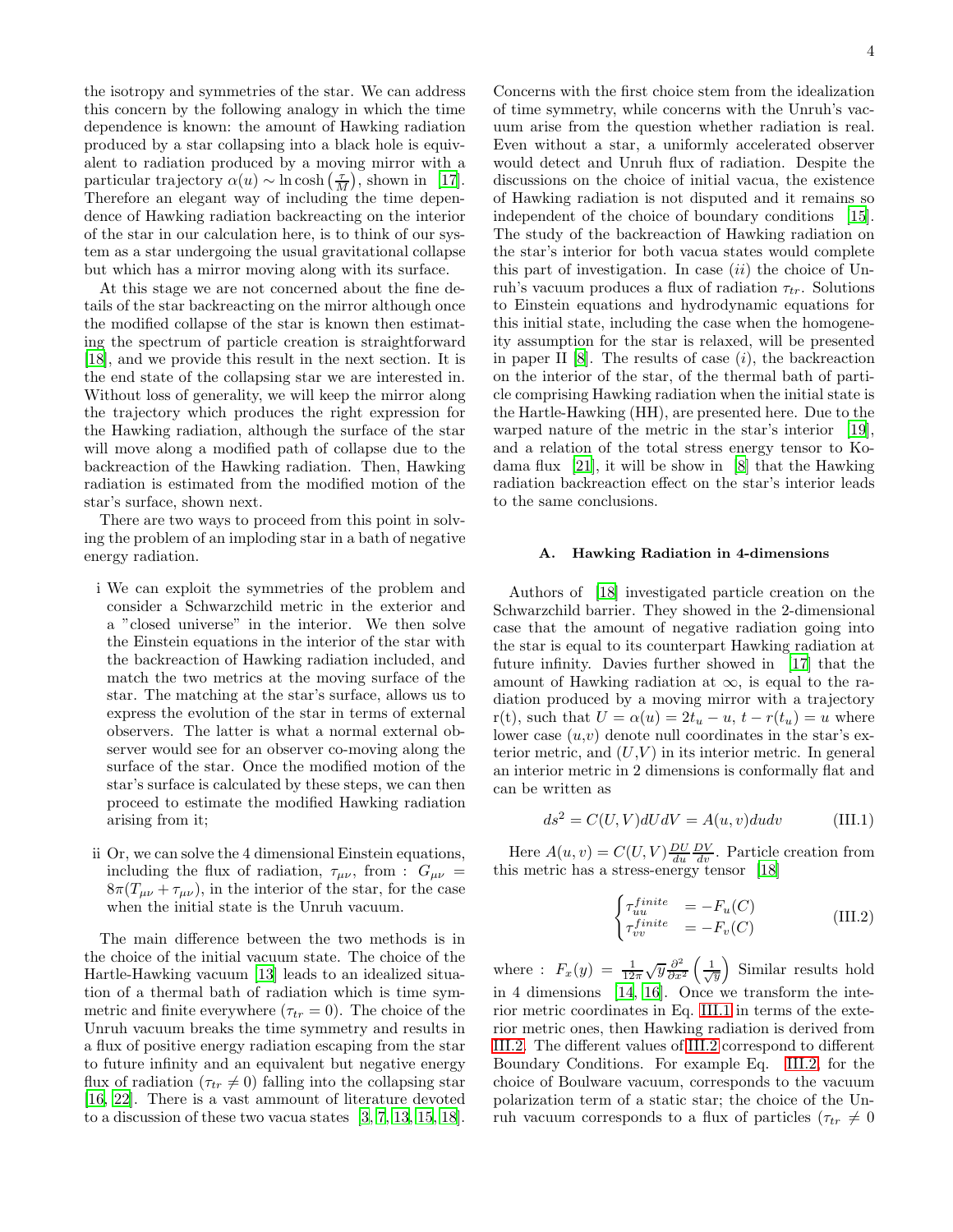the isotropy and symmetries of the star. We can address this concern by the following analogy in which the time dependence is known: the amount of Hawking radiation produced by a star collapsing into a black hole is equivalent to radiation produced by a moving mirror with a particular trajectory $\alpha(u) \sim \ln\cosh\left(\frac{\tau}{M}\right)$, shown in [17]. Therefore an elegant way of including the time dependence of Hawking radiation backreacting on the interior of the star in our calculation here, is to think of our system as a star undergoing the usual gravitational collapse but which has a mirror moving along with its surface.

At this stage we are not concerned about the fine details of the star backreacting on the mirror although once the modified collapse of the star is known then estimating the spectrum of particle creation is straightforward [18], and we provide this result in the next section. It is the end state of the collapsing star we are interested in. Without loss of generality, we will keep the mirror along the trajectory which produces the right expression for the Hawking radiation, although the surface of the star will move along a modified path of collapse due to the backreaction of the Hawking radiation. Then, Hawking radiation is estimated from the modified motion of the star's surface, shown next.

There are two ways to proceed from this point in solving the problem of an imploding star in a bath of negative energy radiation.

i We can exploit the symmetries of the problem and consider a Schwarzchild metric in the exterior and a "closed universe" in the interior. We then solve the Einstein equations in the interior of the star with the backreaction of Hawking radiation included, and match the two metrics at the moving surface of the star. The matching at the star's surface, allows us to express the evolution of the star in terms of external observers. The latter is what a normal external observer would see for an observer co-moving along the surface of the star. Once the modified motion of the star's surface is calculated by these steps, we can then proceed to estimate the modified Hawking radiation arising from it;

ii Or, we can solve the 4 dimensional Einstein equations, including the flux of radiation, $\tau_{\mu\nu}$, from : $G_{\mu\nu} = 8\pi(T_{\mu\nu} + \tau_{\mu\nu})$, in the interior of the star, for the case when the initial state is the Unruh vacuum.

The main difference between the two methods is in the choice of the initial vacuum state. The choice of the Hartle-Hawking vacuum [13] leads to an idealized situation of a thermal bath of radiation which is time symmetric and finite everywhere ($\tau_{tr} = 0$). The choice of the Unruh vacuum breaks the time symmetry and results in a flux of positive energy radiation escaping from the star to future infinity and an equivalent but negative energy flux of radiation ($\tau_{tr} \neq 0$) falling into the collapsing star [16, 22]. There is a vast ammount of literature devoted to a discussion of these two vacua states [3, 7, 13, 15, 18]. Concerns with the first choice stem from the idealization of time symmetry, while concerns with the Unruh's vacuum arise from the question whether radiation is real. Even without a star, a uniformly accelerated observer would detect and Unruh flux of radiation. Despite the discussions on the choice of initial vacua, the existence of Hawking radiation is not disputed and it remains so independent of the choice of boundary conditions [15]. The study of the backreaction of Hawking radiation on the star's interior for both vacua states would complete this part of investigation. In case $(ii)$ the choice of Unruh's vacuum produces a flux of radiation $\tau_{tr}$. Solutions to Einstein equations and hydrodynamic equations for this initial state, including the case when the homogeneity assumption for the star is relaxed, will be presented in paper II [8]. The results of case $(i)$, the backreaction on the interior of the star, of the thermal bath of particle comprising Hawking radiation when the initial state is the Hartle-Hawking (HH), are presented here. Due to the warped nature of the metric in the star's interior [19], and a relation of the total stress energy tensor to Kodama flux [21], it will be show in [8] that the Hawking radiation backreaction effect on the star's interior leads to the same conclusions.

### A. Hawking Radiation in 4-dimensions

Authors of [18] investigated particle creation on the Schwarzchild barrier. They showed in the 2-dimensional case that the amount of negative radiation going into the star is equal to its counterpart Hawking radiation at future infinity. Davies further showed in [17] that the amount of Hawking radiation at $\infty$, is equal to the radiation produced by a moving mirror with a trajectory r(t), such that $U = \alpha(u) = 2t_u - u$, $t - r(t_u) = u$ where lower case $(u,v)$ denote null coordinates in the star's exterior metric, and $(U,V)$ in its interior metric. In general an interior metric in 2 dimensions is conformally flat and can be written as

$$ds^2 = C(U,V)dUdV = A(u,v)dudv \tag{III.1}$$

Here $A(u,v) = C(U,V)\frac{DU}{du}\frac{DV}{dv}$. Particle creation from this metric has a stress-energy tensor [18]

$$\begin{cases} \tau_{uu}^{finite} & = -F_u(C) \\ \tau_{vv}^{finite} & = -F_v(C) \end{cases} \tag{III.2}$$

where : $F_x(y) = \frac{1}{12\pi}\sqrt{y}\frac{\partial^2}{\partial x^2}\left(\frac{1}{\sqrt{y}}\right)$ Similar results hold in 4 dimensions [14, 16]. Once we transform the interior metric coordinates in Eq. III.1 in terms of the exterior metric ones, then Hawking radiation is derived from III.2. The different values of III.2 correspond to different Boundary Conditions. For example Eq. III.2, for the choice of Boulware vacuum, corresponds to the vacuum polarization term of a static star; the choice of the Unruh vacuum corresponds to a flux of particles ($\tau_{tr} \neq 0$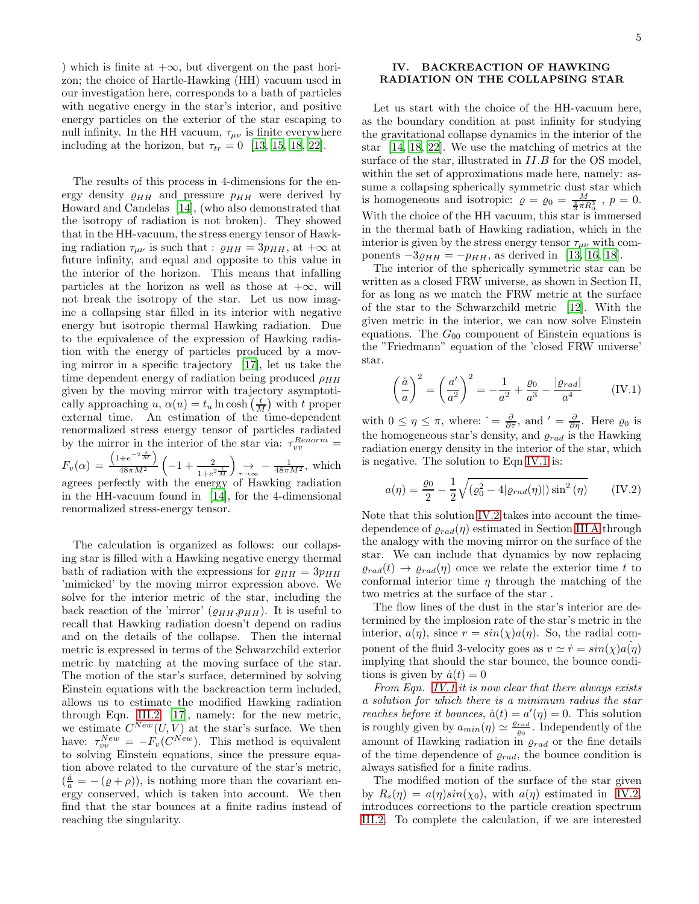) which is finite at $+\infty$, but divergent on the past horizon; the choice of Hartle-Hawking (HH) vacuum used in our investigation here, corresponds to a bath of particles with negative energy in the star's interior, and positive energy particles on the exterior of the star escaping to null infinity. In the HH vacuum, $\tau_{\mu\nu}$ is finite everywhere including at the horizon, but $\tau_{tr} = 0$ [13, 15, 18, 22].

The results of this process in 4-dimensions for the energy density $\varrho_{HH}$ and pressure $p_{HH}$ were derived by Howard and Candelas [14], (who also demonstrated that the isotropy of radiation is not broken). They showed that in the HH-vacuum, the stress energy tensor of Hawking radiation $\tau_{\mu\nu}$ is such that : $\varrho_{HH} = 3p_{HH}$, at $+\infty$ at future infinity, and equal and opposite to this value in the interior of the horizon. This means that infalling particles at the horizon as well as those at $+\infty$, will not break the isotropy of the star. Let us now imagine a collapsing star filled in its interior with negative energy but isotropic thermal Hawking radiation. Due to the equivalence of the expression of Hawking radiation with the energy of particles produced by a moving mirror in a specific trajectory [17], let us take the time dependent energy of radiation being produced $\rho_{HH}$ given by the moving mirror with trajectory asymptotically approaching $u$, $\alpha(u) = t_u \ln\cosh\left(\frac{t}{M}\right)$ with $t$ proper external time. An estimation of the time-dependent renormalized stress energy tensor of particles radiated by the mirror in the interior of the star via: $\tau_{vv}^{Renorm} = F_v(\alpha) = \frac{\left(1+e^{-2\frac{t}{M}}\right)}{48\pi M^2}\left(-1 + \frac{2}{1+e^{2\frac{t}{M}}}\right) \underset{\tau\to\infty}{\to} -\frac{1}{48\pi M^2}$, which agrees perfectly with the energy of Hawking radiation in the HH-vacuum found in [14], for the 4-dimensional renormalized stress-energy tensor.

The calculation is organized as follows: our collapsing star is filled with a Hawking negative energy thermal bath of radiation with the expressions for $\varrho_{HH} = 3p_{HH}$ 'mimicked' by the moving mirror expression above. We solve for the interior metric of the star, including the back reaction of the 'mirror' ($\varrho_{HH}$,$p_{HH}$). It is useful to recall that Hawking radiation doesn't depend on radius and on the details of the collapse. Then the internal metric is expressed in terms of the Schwarzchild exterior metric by matching at the moving surface of the star. The motion of the star's surface, determined by solving Einstein equations with the backreaction term included, allows us to estimate the modified Hawking radiation through Eqn. III.2 [17], namely: for the new metric, we estimate $C^{New}(U,V)$ at the star's surface. We then have: $\tau_{vv}^{New} = -F_v(C^{New})$. This method is equivalent to solving Einstein equations, since the pressure equation above related to the curvature of the star's metric, ($\frac{\ddot{a}}{a} = -(\varrho + \rho)$), is nothing more than the covariant energy conserved, which is taken into account. We then find that the star bounces at a finite radius instead of reaching the singularity.

## IV. BACKREACTION OF HAWKING RADIATION ON THE COLLAPSING STAR

Let us start with the choice of the HH-vacuum here, as the boundary condition at past infinity for studying the gravitational collapse dynamics in the interior of the star [14, 18, 22]. We use the matching of metrics at the surface of the star, illustrated in $II.B$ for the OS model, within the set of approximations made here, namely: assume a collapsing spherically symmetric dust star which is homogeneous and isotropic: $\varrho = \varrho_0 = \frac{M}{\frac{4}{3}\pi R_0^3}$ , $p = 0$. With the choice of the HH vacuum, this star is immersed in the thermal bath of Hawking radiation, which in the interior is given by the stress energy tensor $\tau_{\mu\nu}$ with components $-3\varrho_{HH} = -p_{HH}$, as derived in [13, 16, 18].

The interior of the spherically symmetric star can be written as a closed FRW universe, as shown in Section II, for as long as we match the FRW metric at the surface of the star to the Schwarzchild metric [12]. With the given metric in the interior, we can now solve Einstein equations. The $G_{00}$ component of Einstein equations is the "Friedmann" equation of the 'closed FRW universe' star.

$$\left(\frac{\dot{a}}{a}\right)^2 = \left(\frac{a'}{a^2}\right)^2 = -\frac{1}{a^2} + \frac{\varrho_0}{a^3} - \frac{|\varrho_{rad}|}{a^4} \qquad \text{(IV.1)}$$

with $0 \le \eta \le \pi$, where: $\dot{} = \frac{\partial}{\partial\tau}$, and $' = \frac{\partial}{\partial\eta}$. Here $\varrho_0$ is the homogeneous star's density, and $\varrho_{rad}$ is the Hawking radiation energy density in the interior of the star, which is negative. The solution to Eqn IV.1 is:

$$a(\eta) = \frac{\varrho_0}{2} - \frac{1}{2}\sqrt{(\varrho_0^2 - 4|\varrho_{rad}(\eta)|)\sin^2(\eta)} \qquad \text{(IV.2)}$$

Note that this solution IV.2 takes into account the time-dependence of $\varrho_{rad}(\eta)$ estimated in Section III A through the analogy with the moving mirror on the surface of the star. We can include that dynamics by now replacing $\varrho_{rad}(t) \to \varrho_{rad}(\eta)$ once we relate the exterior time $t$ to conformal interior time $\eta$ through the matching of the two metrics at the surface of the star .

The flow lines of the dust in the star's interior are determined by the implosion rate of the star's metric in the interior, $a(\eta)$, since $r = \sin(\chi)a(\eta)$. So, the radial component of the fluid 3-velocity goes as $v \simeq \dot{r} = \sin(\chi)\dot{a(\eta)}$ implying that should the star bounce, the bounce conditions is given by $\dot{a}(t) = 0$

*From Eqn. IV.1 it is now clear that there always exists a solution for which there is a minimum radius the star reaches before it bounces,* $\dot{a}(t) = a'(\eta) = 0$. This solution is roughly given by $a_{min}(\eta) \simeq \frac{\varrho_{rad}}{\varrho_0}$. Independently of the amount of Hawking radiation in $\varrho_{rad}$ or the fine details of the time dependence of $\varrho_{rad}$, the bounce condition is always satisfied for a finite radius.

The modified motion of the surface of the star given by $R_s(\eta) = a(\eta)\sin(\chi_0)$, with $a(\eta)$ estimated in IV.2, introduces corrections to the particle creation spectrum III.2. To complete the calculation, if we are interested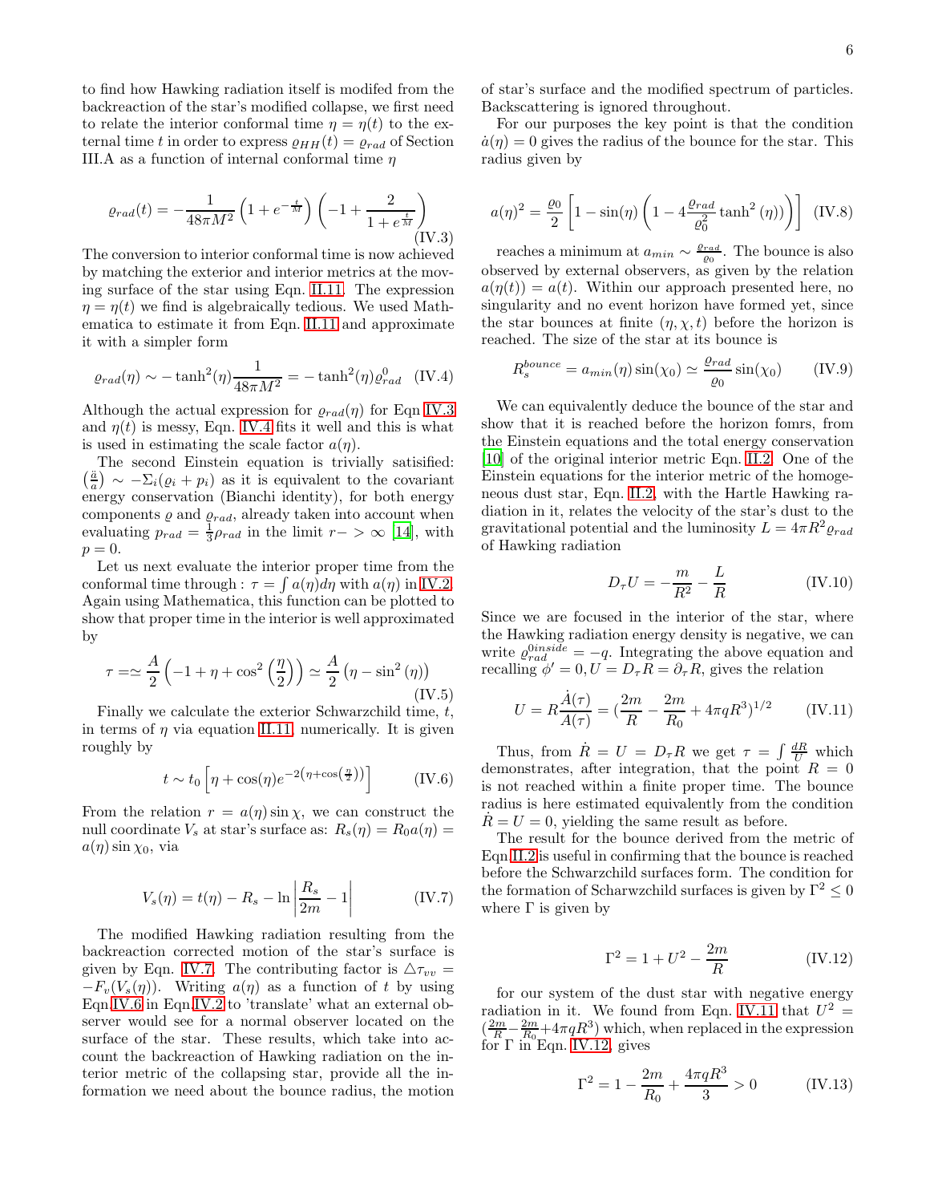to find how Hawking radiation itself is modifed from the backreaction of the star's modified collapse, we first need to relate the interior conformal time $\eta = \eta(t)$ to the external time $t$ in order to express $\varrho_{HH}(t) = \varrho_{rad}$ of Section III.A as a function of internal conformal time $\eta$

$$\varrho_{rad}(t) = -\frac{1}{48\pi M^2}\left(1 + e^{-\frac{t}{M}}\right)\left(-1 + \frac{2}{1 + e^{\frac{t}{M}}}\right) \tag{IV.3}$$

The conversion to interior conformal time is now achieved by matching the exterior and interior metrics at the moving surface of the star using Eqn. II.11. The expression $\eta = \eta(t)$ we find is algebraically tedious. We used Mathematica to estimate it from Eqn. II.11 and approximate it with a simpler form

$$\varrho_{rad}(\eta) \sim -\tanh^2(\eta)\frac{1}{48\pi M^2} = -\tanh^2(\eta)\varrho^0_{rad} \tag{IV.4}$$

Although the actual expression for $\varrho_{rad}(\eta)$ for Eqn IV.3 and $\eta(t)$ is messy, Eqn. IV.4 fits it well and this is what is used in estimating the scale factor $a(\eta)$.

The second Einstein equation is trivially satisified: $\left(\frac{\ddot{a}}{a}\right) \sim -\Sigma_i(\varrho_i + p_i)$ as it is equivalent to the covariant energy conservation (Bianchi identity), for both energy components $\varrho$ and $\varrho_{rad}$, already taken into account when evaluating $p_{rad} = \frac{1}{3}\rho_{rad}$ in the limit $r -> \infty$ [14], with $p = 0$.

Let us next evaluate the interior proper time from the conformal time through : $\tau = \int a(\eta)d\eta$ with $a(\eta)$ in IV.2. Again using Mathematica, this function can be plotted to show that proper time in the interior is well approximated by

$$\tau = \simeq \frac{A}{2}\left(-1 + \eta + \cos^2\left(\frac{\eta}{2}\right)\right) \simeq \frac{A}{2}\left(\eta - \sin^2(\eta)\right) \tag{IV.5}$$

Finally we calculate the exterior Schwarzchild time, $t$, in terms of $\eta$ via equation II.11, numerically. It is given roughly by

$$t \sim t_0\left[\eta + \cos(\eta)e^{-2\left(\eta + \cos\left(\frac{\eta}{2}\right)\right)}\right] \tag{IV.6}$$

From the relation $r = a(\eta)\sin\chi$, we can construct the null coordinate $V_s$ at star's surface as: $R_s(\eta) = R_0 a(\eta) = a(\eta)\sin\chi_0$, via

$$V_s(\eta) = t(\eta) - R_s - \ln\left|\frac{R_s}{2m} - 1\right| \tag{IV.7}$$

The modified Hawking radiation resulting from the backreaction corrected motion of the star's surface is given by Eqn. IV.7. The contributing factor is $\triangle\tau_{vv} = -F_v(V_s(\eta))$. Writing $a(\eta)$ as a function of $t$ by using Eqn.IV.6 in Eqn.IV.2 to 'translate' what an external observer would see for a normal observer located on the surface of the star. These results, which take into account the backreaction of Hawking radiation on the interior metric of the collapsing star, provide all the information we need about the bounce radius, the motion of star's surface and the modified spectrum of particles. Backscattering is ignored throughout.

For our purposes the key point is that the condition $\dot{a}(\eta) = 0$ gives the radius of the bounce for the star. This radius given by

$$a(\eta)^2 = \frac{\varrho_0}{2}\left[1 - \sin(\eta)\left(1 - 4\frac{\varrho_{rad}}{\varrho_0^2}\tanh^2(\eta)\right)\right] \tag{IV.8}$$

reaches a minimum at $a_{min} \sim \frac{\varrho_{rad}}{\varrho_0}$. The bounce is also observed by external observers, as given by the relation $a(\eta(t)) = a(t)$. Within our approach presented here, no singularity and no event horizon have formed yet, since the star bounces at finite $(\eta, \chi, t)$ before the horizon is reached. The size of the star at its bounce is

$$R_s^{bounce} = a_{min}(\eta)\sin(\chi_0) \simeq \frac{\varrho_{rad}}{\varrho_0}\sin(\chi_0) \tag{IV.9}$$

We can equivalently deduce the bounce of the star and show that it is reached before the horizon fomrs, from the Einstein equations and the total energy conservation [10] of the original interior metric Eqn. II.2. One of the Einstein equations for the interior metric of the homogeneous dust star, Eqn. II.2, with the Hartle Hawking radiation in it, relates the velocity of the star's dust to the gravitational potential and the luminosity $L = 4\pi R^2\varrho_{rad}$ of Hawking radiation

$$D_\tau U = -\frac{m}{R^2} - \frac{L}{R} \tag{IV.10}$$

Since we are focused in the interior of the star, where the Hawking radiation energy density is negative, we can write $\varrho_{rad}^{0inside} = -q$. Integrating the above equation and recalling $\phi' = 0, U = D_\tau R = \partial_\tau R$, gives the relation

$$U = R\frac{\dot{A}(\tau)}{A(\tau)} = \left(\frac{2m}{R} - \frac{2m}{R_0} + 4\pi q R^3\right)^{1/2} \tag{IV.11}$$

Thus, from $\dot{R} = U = D_\tau R$ we get $\tau = \int\frac{dR}{U}$ which demonstrates, after integration, that the point $R = 0$ is not reached within a finite proper time. The bounce radius is here estimated equivalently from the condition $\dot{R} = U = 0$, yielding the same result as before.

The result for the bounce derived from the metric of Eqn II.2 is useful in confirming that the bounce is reached before the Schwarzchild surfaces form. The condition for the formation of Scharwzchild surfaces is given by $\Gamma^2 \leq 0$ where $\Gamma$ is given by

$$\Gamma^2 = 1 + U^2 - \frac{2m}{R} \tag{IV.12}$$

for our system of the dust star with negative energy radiation in it. We found from Eqn. IV.11 that $U^2 = \left(\frac{2m}{R} - \frac{2m}{R_0} + 4\pi q R^3\right)$ which, when replaced in the expression for $\Gamma$ in Eqn. IV.12, gives

$$\Gamma^2 = 1 - \frac{2m}{R_0} + \frac{4\pi q R^3}{3} > 0 \tag{IV.13}$$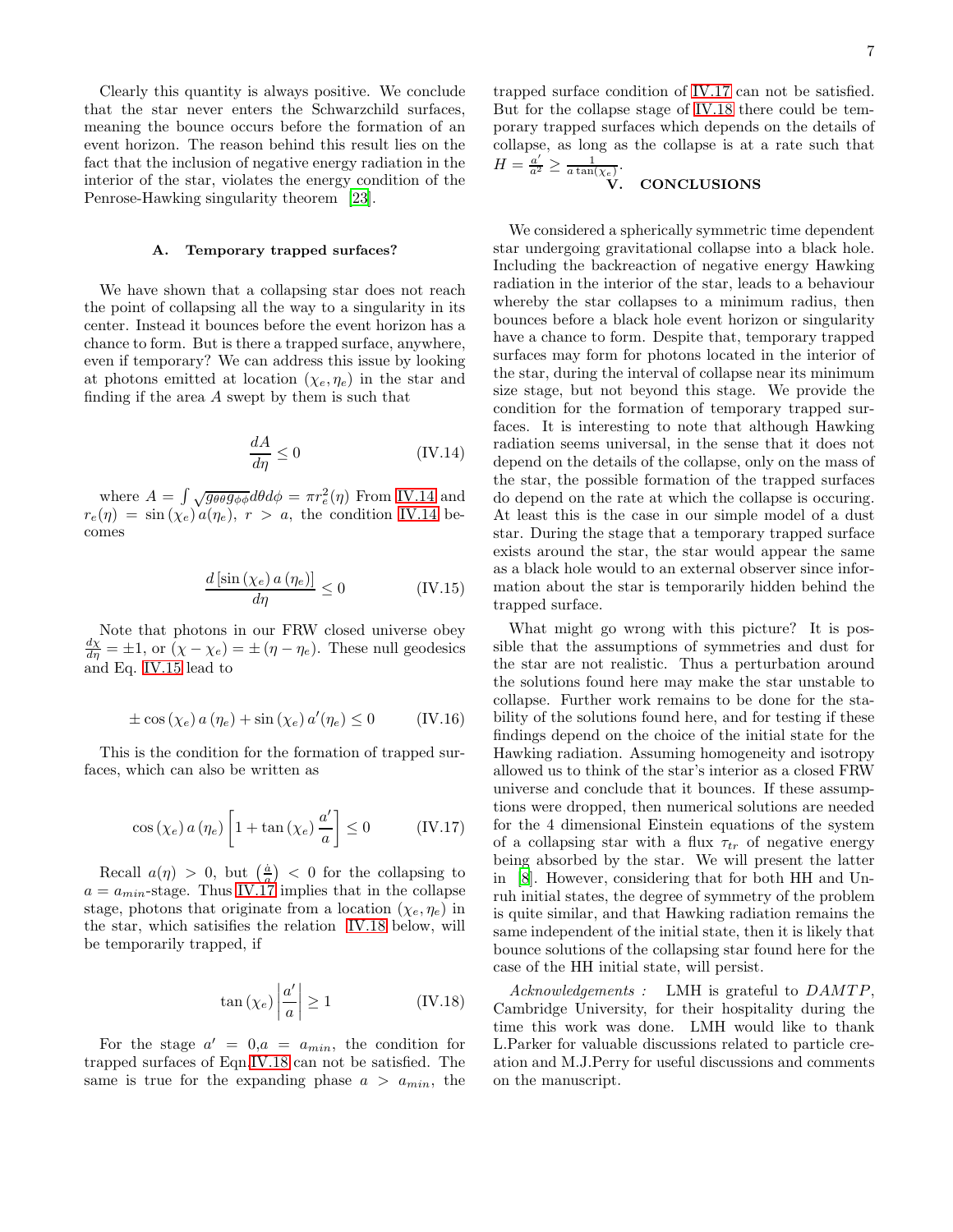Clearly this quantity is always positive. We conclude that the star never enters the Schwarzchild surfaces, meaning the bounce occurs before the formation of an event horizon. The reason behind this result lies on the fact that the inclusion of negative energy radiation in the interior of the star, violates the energy condition of the Penrose-Hawking singularity theorem [23].

### A. Temporary trapped surfaces?

We have shown that a collapsing star does not reach the point of collapsing all the way to a singularity in its center. Instead it bounces before the event horizon has a chance to form. But is there a trapped surface, anywhere, even if temporary? We can address this issue by looking at photons emitted at location $(\chi_e, \eta_e)$ in the star and finding if the area $A$ swept by them is such that

$$\frac{dA}{d\eta} \leq 0 \tag{IV.14}$$

where $A = \int \sqrt{g_{\theta\theta} g_{\phi\phi}} d\theta d\phi = \pi r_e^2(\eta)$ From IV.14 and $r_e(\eta) = \sin(\chi_e) a(\eta_e)$, $r > a$, the condition IV.14 becomes

$$\frac{d\left[\sin(\chi_e)\, a(\eta_e)\right]}{d\eta} \leq 0 \tag{IV.15}$$

Note that photons in our FRW closed universe obey $\frac{d\chi}{d\eta} = \pm 1$, or $(\chi - \chi_e) = \pm(\eta - \eta_e)$. These null geodesics and Eq. IV.15 lead to

$$\pm \cos(\chi_e)\, a(\eta_e) + \sin(\chi_e)\, a'(\eta_e) \leq 0 \tag{IV.16}$$

This is the condition for the formation of trapped surfaces, which can also be written as

$$\cos(\chi_e)\, a(\eta_e) \left[1 + \tan(\chi_e) \frac{a'}{a}\right] \leq 0 \tag{IV.17}$$

Recall $a(\eta) > 0$, but $\left(\frac{\dot{a}}{a}\right) < 0$ for the collapsing to $a = a_{min}$-stage. Thus IV.17 implies that in the collapse stage, photons that originate from a location $(\chi_e, \eta_e)$ in the star, which satisifies the relation IV.18 below, will be temporarily trapped, if

$$\tan(\chi_e) \left|\frac{a'}{a}\right| \geq 1 \tag{IV.18}$$

For the stage $a' = 0$,$a = a_{min}$, the condition for trapped surfaces of Eqn.IV.18 can not be satisfied. The same is true for the expanding phase $a > a_{min}$, the trapped surface condition of IV.17 can not be satisfied. But for the collapse stage of IV.18 there could be temporary trapped surfaces which depends on the details of collapse, as long as the collapse is at a rate such that $H = \frac{a'}{a^2} \geq \frac{1}{a \tan(\chi_e)}$.

## V. CONCLUSIONS

We considered a spherically symmetric time dependent star undergoing gravitational collapse into a black hole. Including the backreaction of negative energy Hawking radiation in the interior of the star, leads to a behaviour whereby the star collapses to a minimum radius, then bounces before a black hole event horizon or singularity have a chance to form. Despite that, temporary trapped surfaces may form for photons located in the interior of the star, during the interval of collapse near its minimum size stage, but not beyond this stage. We provide the condition for the formation of temporary trapped surfaces. It is interesting to note that although Hawking radiation seems universal, in the sense that it does not depend on the details of the collapse, only on the mass of the star, the possible formation of the trapped surfaces do depend on the rate at which the collapse is occuring. At least this is the case in our simple model of a dust star. During the stage that a temporary trapped surface exists around the star, the star would appear the same as a black hole would to an external observer since information about the star is temporarily hidden behind the trapped surface.

What might go wrong with this picture? It is possible that the assumptions of symmetries and dust for the star are not realistic. Thus a perturbation around the solutions found here may make the star unstable to collapse. Further work remains to be done for the stability of the solutions found here, and for testing if these findings depend on the choice of the initial state for the Hawking radiation. Assuming homogeneity and isotropy allowed us to think of the star's interior as a closed FRW universe and conclude that it bounces. If these assumptions were dropped, then numerical solutions are needed for the 4 dimensional Einstein equations of the system of a collapsing star with a flux $\tau_{tr}$ of negative energy being absorbed by the star. We will present the latter in [8]. However, considering that for both HH and Unruh initial states, the degree of symmetry of the problem is quite similar, and that Hawking radiation remains the same independent of the initial state, then it is likely that bounce solutions of the collapsing star found here for the case of the HH initial state, will persist.

*Acknowledgements :* LMH is grateful to *DAMTP*, Cambridge University, for their hospitality during the time this work was done. LMH would like to thank L.Parker for valuable discussions related to particle creation and M.J.Perry for useful discussions and comments on the manuscript.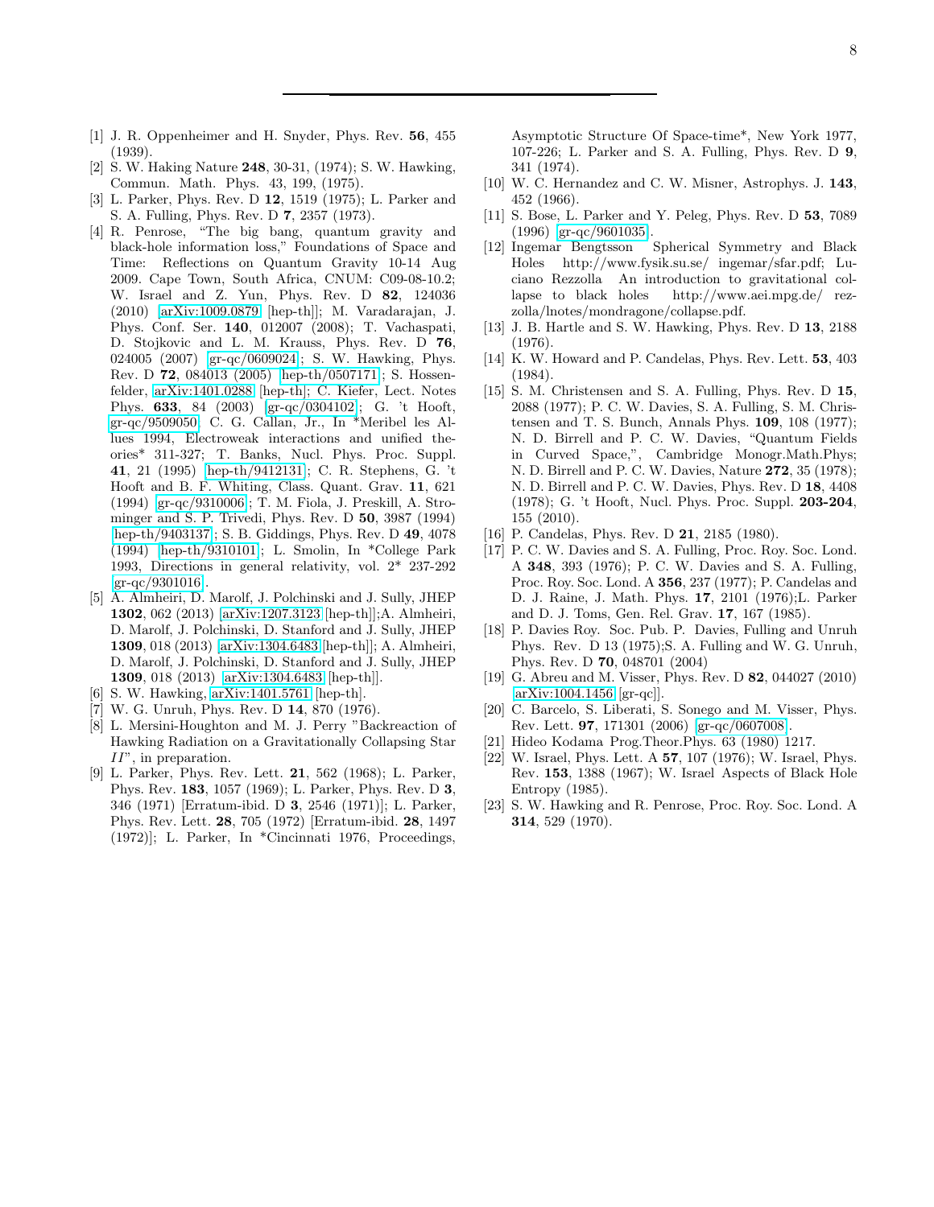[1] J. R. Oppenheimer and H. Snyder, Phys. Rev. **56**, 455 (1939).

[2] S. W. Haking Nature **248**, 30-31, (1974); S. W. Hawking, Commun. Math. Phys. 43, 199, (1975).

[3] L. Parker, Phys. Rev. D **12**, 1519 (1975); L. Parker and S. A. Fulling, Phys. Rev. D **7**, 2357 (1973).

[4] R. Penrose, "The big bang, quantum gravity and black-hole information loss," Foundations of Space and Time: Reflections on Quantum Gravity 10-14 Aug 2009. Cape Town, South Africa, CNUM: C09-08-10.2; W. Israel and Z. Yun, Phys. Rev. D **82**, 124036 (2010) [arXiv:1009.0879 [hep-th]]; M. Varadarajan, J. Phys. Conf. Ser. **140**, 012007 (2008); T. Vachaspati, D. Stojkovic and L. M. Krauss, Phys. Rev. D **76**, 024005 (2007) [gr-qc/0609024]; S. W. Hawking, Phys. Rev. D **72**, 084013 (2005) [hep-th/0507171]; S. Hossenfelder, arXiv:1401.0288 [hep-th]; C. Kiefer, Lect. Notes Phys. **633**, 84 (2003) [gr-qc/0304102]; G. 't Hooft, gr-qc/9509050; C. G. Callan, Jr., In *Meribel les Allues 1994, Electroweak interactions and unified theories* 311-327; T. Banks, Nucl. Phys. Proc. Suppl. **41**, 21 (1995) [hep-th/9412131]; C. R. Stephens, G. 't Hooft and B. F. Whiting, Class. Quant. Grav. **11**, 621 (1994) [gr-qc/9310006]; T. M. Fiola, J. Preskill, A. Strominger and S. P. Trivedi, Phys. Rev. D **50**, 3987 (1994) [hep-th/9403137]; S. B. Giddings, Phys. Rev. D **49**, 4078 (1994) [hep-th/9310101]; L. Smolin, In *College Park 1993, Directions in general relativity, vol. 2* 237-292 [gr-qc/9301016].

[5] A. Almheiri, D. Marolf, J. Polchinski and J. Sully, JHEP **1302**, 062 (2013) [arXiv:1207.3123 [hep-th]];A. Almheiri, D. Marolf, J. Polchinski, D. Stanford and J. Sully, JHEP **1309**, 018 (2013) [arXiv:1304.6483 [hep-th]]; A. Almheiri, D. Marolf, J. Polchinski, D. Stanford and J. Sully, JHEP **1309**, 018 (2013) [arXiv:1304.6483 [hep-th]].

[6] S. W. Hawking, arXiv:1401.5761 [hep-th].

[7] W. G. Unruh, Phys. Rev. D **14**, 870 (1976).

[8] L. Mersini-Houghton and M. J. Perry "Backreaction of Hawking Radiation on a Gravitationally Collapsing Star *II*", in preparation.

[9] L. Parker, Phys. Rev. Lett. **21**, 562 (1968); L. Parker, Phys. Rev. **183**, 1057 (1969); L. Parker, Phys. Rev. D **3**, 346 (1971) [Erratum-ibid. D **3**, 2546 (1971)]; L. Parker, Phys. Rev. Lett. **28**, 705 (1972) [Erratum-ibid. **28**, 1497 (1972)]; L. Parker, In *Cincinnati 1976, Proceedings, Asymptotic Structure Of Space-time*, New York 1977, 107-226; L. Parker and S. A. Fulling, Phys. Rev. D **9**, 341 (1974).

[10] W. C. Hernandez and C. W. Misner, Astrophys. J. **143**, 452 (1966).

[11] S. Bose, L. Parker and Y. Peleg, Phys. Rev. D **53**, 7089 (1996) [gr-qc/9601035].

[12] Ingemar Bengtsson Spherical Symmetry and Black Holes http://www.fysik.su.se/ ingemar/sfar.pdf; Luciano Rezzolla An introduction to gravitational collapse to black holes http://www.aei.mpg.de/ rezzolla/lnotes/mondragone/collapse.pdf.

[13] J. B. Hartle and S. W. Hawking, Phys. Rev. D **13**, 2188 (1976).

[14] K. W. Howard and P. Candelas, Phys. Rev. Lett. **53**, 403 (1984).

[15] S. M. Christensen and S. A. Fulling, Phys. Rev. D **15**, 2088 (1977); P. C. W. Davies, S. A. Fulling, S. M. Christensen and T. S. Bunch, Annals Phys. **109**, 108 (1977); N. D. Birrell and P. C. W. Davies, "Quantum Fields in Curved Space,", Cambridge Monogr.Math.Phys; N. D. Birrell and P. C. W. Davies, Nature **272**, 35 (1978); N. D. Birrell and P. C. W. Davies, Phys. Rev. D **18**, 4408 (1978); G. 't Hooft, Nucl. Phys. Proc. Suppl. **203-204**, 155 (2010).

[16] P. Candelas, Phys. Rev. D **21**, 2185 (1980).

[17] P. C. W. Davies and S. A. Fulling, Proc. Roy. Soc. Lond. A **348**, 393 (1976); P. C. W. Davies and S. A. Fulling, Proc. Roy. Soc. Lond. A **356**, 237 (1977); P. Candelas and D. J. Raine, J. Math. Phys. **17**, 2101 (1976);L. Parker and D. J. Toms, Gen. Rel. Grav. **17**, 167 (1985).

[18] P. Davies Roy. Soc. Pub. P. Davies, Fulling and Unruh Phys. Rev. D 13 (1975);S. A. Fulling and W. G. Unruh, Phys. Rev. D **70**, 048701 (2004)

[19] G. Abreu and M. Visser, Phys. Rev. D **82**, 044027 (2010) [arXiv:1004.1456 [gr-qc]].

[20] C. Barcelo, S. Liberati, S. Sonego and M. Visser, Phys. Rev. Lett. **97**, 171301 (2006) [gr-qc/0607008].

[21] Hideo Kodama Prog.Theor.Phys. 63 (1980) 1217.

[22] W. Israel, Phys. Lett. A **57**, 107 (1976); W. Israel, Phys. Rev. **153**, 1388 (1967); W. Israel Aspects of Black Hole Entropy (1985).

[23] S. W. Hawking and R. Penrose, Proc. Roy. Soc. Lond. A **314**, 529 (1970).